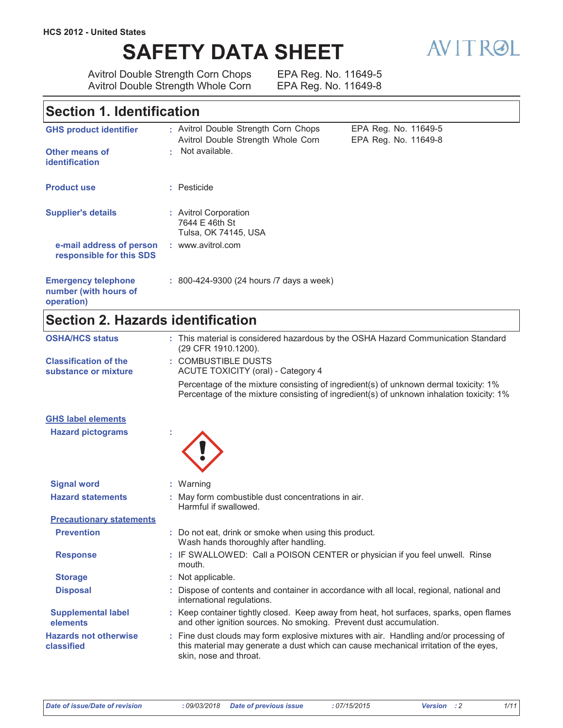HCS 2012 - United States

# SAFETY DATA SHEET

AVITROL

Avitrol Double Strength Corn Chops — EPA Reg. No. 11649-5
Avitrol Double Strength Whole Corn — EPA Reg. No. 11649-8

## Section 1. Identification

| | | |
|---|---|---|
| **GHS product identifier** | : Avitrol Double Strength Corn Chops<br>Avitrol Double Strength Whole Corn | EPA Reg. No. 11649-5<br>EPA Reg. No. 11649-8 |
| **Other means of identification** | : Not available. | |
| **Product use** | : Pesticide | |
| **Supplier's details** | : Avitrol Corporation<br>7644 E 46th St<br>Tulsa, OK 74145, USA | |
| **e-mail address of person responsible for this SDS** | : www.avitrol.com | |
| **Emergency telephone number (with hours of operation)** | : 800-424-9300 (24 hours /7 days a week) | |

## Section 2. Hazards identification

**OSHA/HCS status** : This material is considered hazardous by the OSHA Hazard Communication Standard (29 CFR 1910.1200).

**Classification of the substance or mixture** : COMBUSTIBLE DUSTS
ACUTE TOXICITY (oral) - Category 4

Percentage of the mixture consisting of ingredient(s) of unknown dermal toxicity: 1%
Percentage of the mixture consisting of ingredient(s) of unknown inhalation toxicity: 1%

**GHS label elements**

**Hazard pictograms** :

**Signal word** : Warning

**Hazard statements** : May form combustible dust concentrations in air.
Harmful if swallowed.

**Precautionary statements**

**Prevention** : Do not eat, drink or smoke when using this product.
Wash hands thoroughly after handling.

**Response** : IF SWALLOWED: Call a POISON CENTER or physician if you feel unwell. Rinse mouth.

**Storage** : Not applicable.

**Disposal** : Dispose of contents and container in accordance with all local, regional, national and international regulations.

**Supplemental label elements** : Keep container tightly closed. Keep away from heat, hot surfaces, sparks, open flames and other ignition sources. No smoking. Prevent dust accumulation.

**Hazards not otherwise classified** : Fine dust clouds may form explosive mixtures with air. Handling and/or processing of this material may generate a dust which can cause mechanical irritation of the eyes, skin, nose and throat.

*Date of issue/Date of revision* : 09/03/2018 *Date of previous issue* : 07/15/2015 *Version* : 2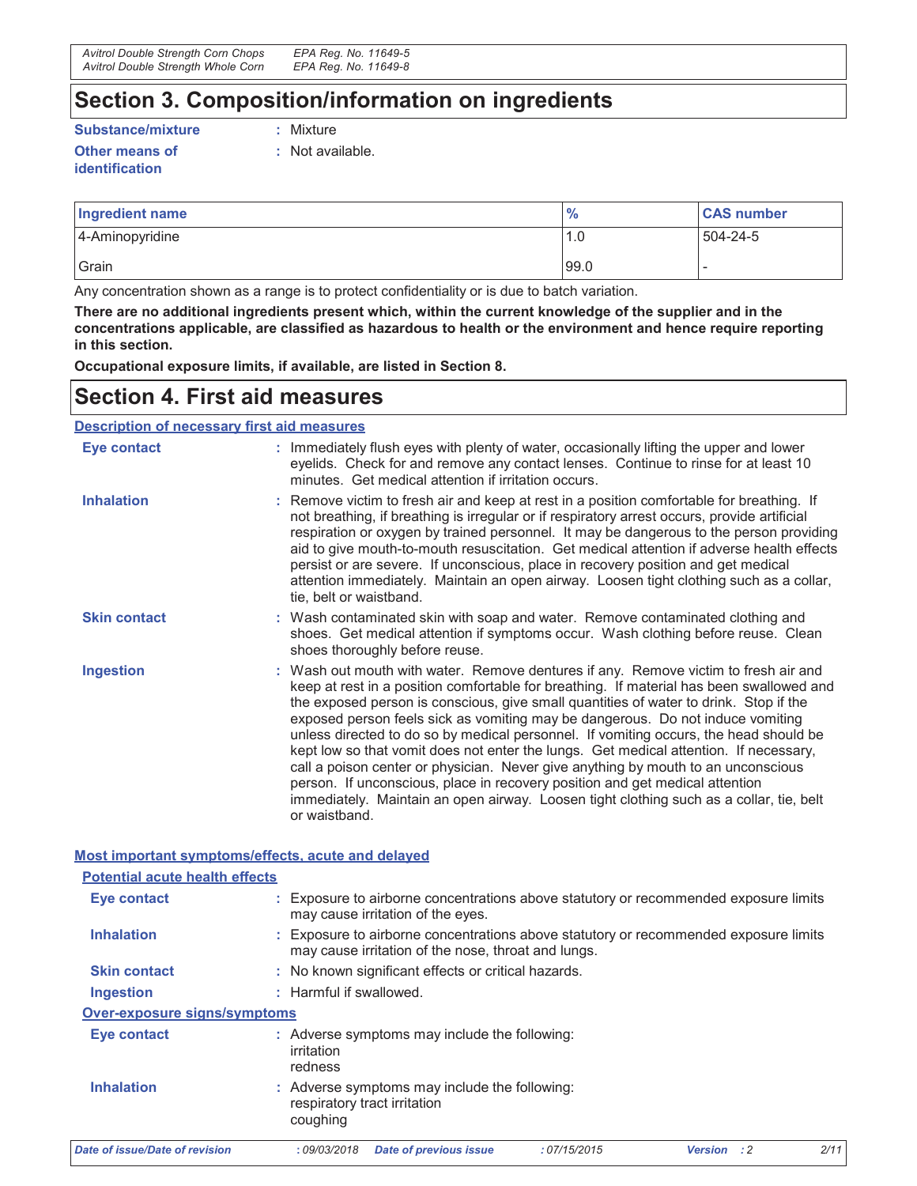# Section 3. Composition/information on ingredients

**Substance/mixture** : Mixture

**Other means of identification** : Not available.

| Ingredient name | % | CAS number |
|---|---|---|
| 4-Aminopyridine | 1.0 | 504-24-5 |
| Grain | 99.0 | - |

Any concentration shown as a range is to protect confidentiality or is due to batch variation.

**There are no additional ingredients present which, within the current knowledge of the supplier and in the concentrations applicable, are classified as hazardous to health or the environment and hence require reporting in this section.**

**Occupational exposure limits, if available, are listed in Section 8.**

# Section 4. First aid measures

## Description of necessary first aid measures

**Eye contact** : Immediately flush eyes with plenty of water, occasionally lifting the upper and lower eyelids. Check for and remove any contact lenses. Continue to rinse for at least 10 minutes. Get medical attention if irritation occurs.

**Inhalation** : Remove victim to fresh air and keep at rest in a position comfortable for breathing. If not breathing, if breathing is irregular or if respiratory arrest occurs, provide artificial respiration or oxygen by trained personnel. It may be dangerous to the person providing aid to give mouth-to-mouth resuscitation. Get medical attention if adverse health effects persist or are severe. If unconscious, place in recovery position and get medical attention immediately. Maintain an open airway. Loosen tight clothing such as a collar, tie, belt or waistband.

**Skin contact** : Wash contaminated skin with soap and water. Remove contaminated clothing and shoes. Get medical attention if symptoms occur. Wash clothing before reuse. Clean shoes thoroughly before reuse.

**Ingestion** : Wash out mouth with water. Remove dentures if any. Remove victim to fresh air and keep at rest in a position comfortable for breathing. If material has been swallowed and the exposed person is conscious, give small quantities of water to drink. Stop if the exposed person feels sick as vomiting may be dangerous. Do not induce vomiting unless directed to do so by medical personnel. If vomiting occurs, the head should be kept low so that vomit does not enter the lungs. Get medical attention. If necessary, call a poison center or physician. Never give anything by mouth to an unconscious person. If unconscious, place in recovery position and get medical attention immediately. Maintain an open airway. Loosen tight clothing such as a collar, tie, belt or waistband.

## Most important symptoms/effects, acute and delayed

### Potential acute health effects

**Eye contact** : Exposure to airborne concentrations above statutory or recommended exposure limits may cause irritation of the eyes.

**Inhalation** : Exposure to airborne concentrations above statutory or recommended exposure limits may cause irritation of the nose, throat and lungs.

**Skin contact** : No known significant effects or critical hazards.

**Ingestion** : Harmful if swallowed.

### Over-exposure signs/symptoms

**Eye contact** : Adverse symptoms may include the following:
irritation
redness

**Inhalation** : Adverse symptoms may include the following:
respiratory tract irritation
coughing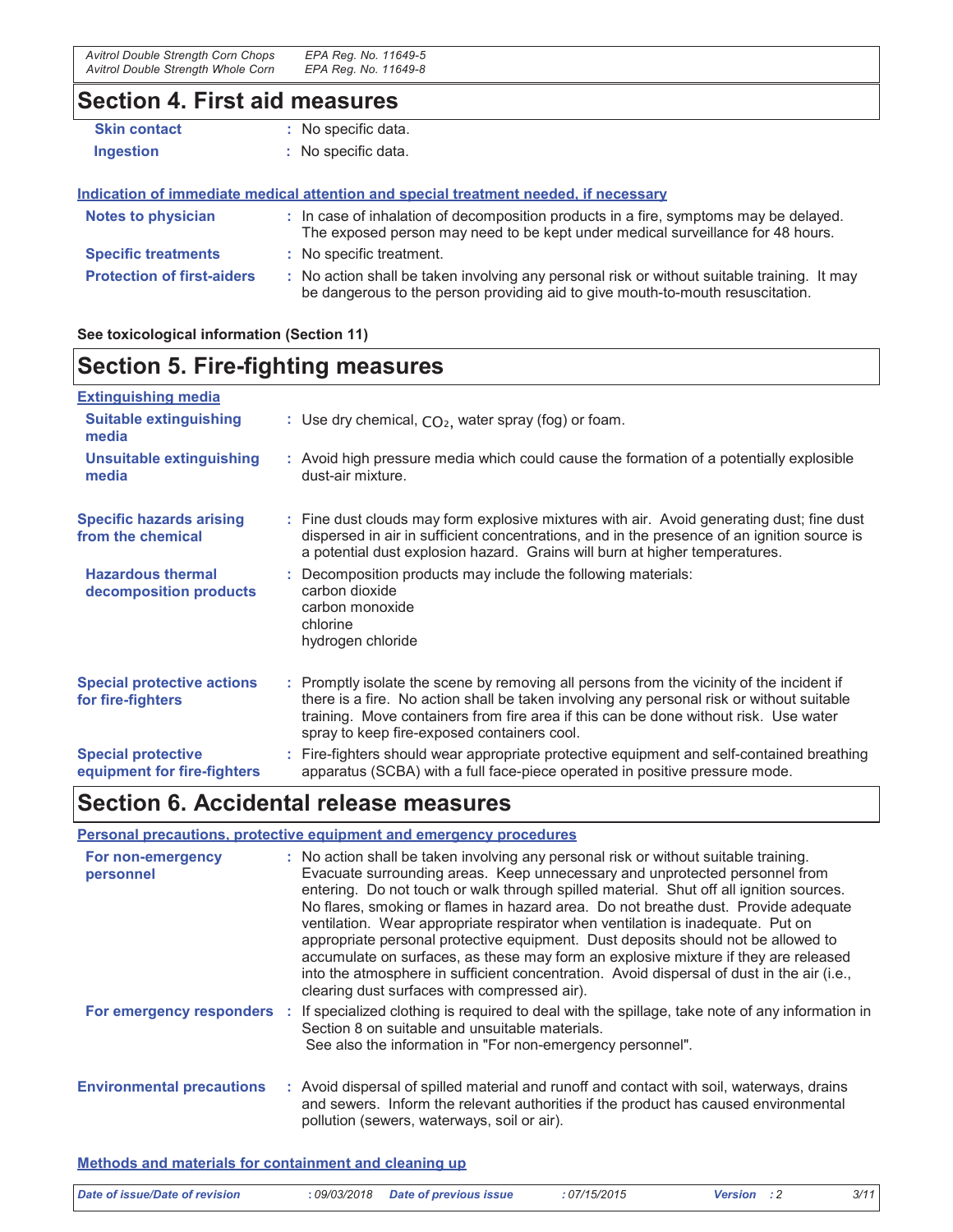## Section 4. First aid measures

| | |
|---|---|
| **Skin contact** | : No specific data. |
| **Ingestion** | : No specific data. |

**Indication of immediate medical attention and special treatment needed, if necessary**

| | |
|---|---|
| **Notes to physician** | : In case of inhalation of decomposition products in a fire, symptoms may be delayed. The exposed person may need to be kept under medical surveillance for 48 hours. |
| **Specific treatments** | : No specific treatment. |
| **Protection of first-aiders** | : No action shall be taken involving any personal risk or without suitable training. It may be dangerous to the person providing aid to give mouth-to-mouth resuscitation. |

**See toxicological information (Section 11)**

## Section 5. Fire-fighting measures

**Extinguishing media**

| | |
|---|---|
| **Suitable extinguishing media** | : Use dry chemical, $CO_2$, water spray (fog) or foam. |
| **Unsuitable extinguishing media** | : Avoid high pressure media which could cause the formation of a potentially explosible dust-air mixture. |
| **Specific hazards arising from the chemical** | : Fine dust clouds may form explosive mixtures with air. Avoid generating dust; fine dust dispersed in air in sufficient concentrations, and in the presence of an ignition source is a potential dust explosion hazard. Grains will burn at higher temperatures. |
| **Hazardous thermal decomposition products** | : Decomposition products may include the following materials:<br>carbon dioxide<br>carbon monoxide<br>chlorine<br>hydrogen chloride |
| **Special protective actions for fire-fighters** | : Promptly isolate the scene by removing all persons from the vicinity of the incident if there is a fire. No action shall be taken involving any personal risk or without suitable training. Move containers from fire area if this can be done without risk. Use water spray to keep fire-exposed containers cool. |
| **Special protective equipment for fire-fighters** | : Fire-fighters should wear appropriate protective equipment and self-contained breathing apparatus (SCBA) with a full face-piece operated in positive pressure mode. |

## Section 6. Accidental release measures

**Personal precautions, protective equipment and emergency procedures**

| | |
|---|---|
| **For non-emergency personnel** | : No action shall be taken involving any personal risk or without suitable training. Evacuate surrounding areas. Keep unnecessary and unprotected personnel from entering. Do not touch or walk through spilled material. Shut off all ignition sources. No flares, smoking or flames in hazard area. Do not breathe dust. Provide adequate ventilation. Wear appropriate respirator when ventilation is inadequate. Put on appropriate personal protective equipment. Dust deposits should not be allowed to accumulate on surfaces, as these may form an explosive mixture if they are released into the atmosphere in sufficient concentration. Avoid dispersal of dust in the air (i.e., clearing dust surfaces with compressed air). |
| **For emergency responders** | : If specialized clothing is required to deal with the spillage, take note of any information in Section 8 on suitable and unsuitable materials.<br>See also the information in "For non-emergency personnel". |
| **Environmental precautions** | : Avoid dispersal of spilled material and runoff and contact with soil, waterways, drains and sewers. Inform the relevant authorities if the product has caused environmental pollution (sewers, waterways, soil or air). |

**Methods and materials for containment and cleaning up**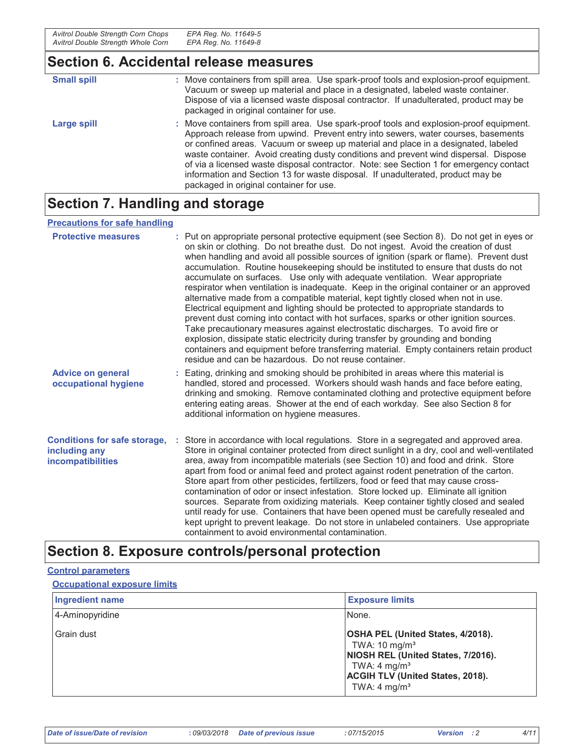## Section 6. Accidental release measures

**Small spill** : Move containers from spill area. Use spark-proof tools and explosion-proof equipment. Vacuum or sweep up material and place in a designated, labeled waste container. Dispose of via a licensed waste disposal contractor. If unadulterated, product may be packaged in original container for use.

**Large spill** : Move containers from spill area. Use spark-proof tools and explosion-proof equipment. Approach release from upwind. Prevent entry into sewers, water courses, basements or confined areas. Vacuum or sweep up material and place in a designated, labeled waste container. Avoid creating dusty conditions and prevent wind dispersal. Dispose of via a licensed waste disposal contractor. Note: see Section 1 for emergency contact information and Section 13 for waste disposal. If unadulterated, product may be packaged in original container for use.

## Section 7. Handling and storage

### Precautions for safe handling

**Protective measures** : Put on appropriate personal protective equipment (see Section 8). Do not get in eyes or on skin or clothing. Do not breathe dust. Do not ingest. Avoid the creation of dust when handling and avoid all possible sources of ignition (spark or flame). Prevent dust accumulation. Routine housekeeping should be instituted to ensure that dusts do not accumulate on surfaces. Use only with adequate ventilation. Wear appropriate respirator when ventilation is inadequate. Keep in the original container or an approved alternative made from a compatible material, kept tightly closed when not in use. Electrical equipment and lighting should be protected to appropriate standards to prevent dust coming into contact with hot surfaces, sparks or other ignition sources. Take precautionary measures against electrostatic discharges. To avoid fire or explosion, dissipate static electricity during transfer by grounding and bonding containers and equipment before transferring material. Empty containers retain product residue and can be hazardous. Do not reuse container.

**Advice on general occupational hygiene** : Eating, drinking and smoking should be prohibited in areas where this material is handled, stored and processed. Workers should wash hands and face before eating, drinking and smoking. Remove contaminated clothing and protective equipment before entering eating areas. Shower at the end of each workday. See also Section 8 for additional information on hygiene measures.

**Conditions for safe storage, including any incompatibilities** : Store in accordance with local regulations. Store in a segregated and approved area. Store in original container protected from direct sunlight in a dry, cool and well-ventilated area, away from incompatible materials (see Section 10) and food and drink. Store apart from food or animal feed and protect against rodent penetration of the carton. Store apart from other pesticides, fertilizers, food or feed that may cause cross-contamination of odor or insect infestation. Store locked up. Eliminate all ignition sources. Separate from oxidizing materials. Keep container tightly closed and sealed until ready for use. Containers that have been opened must be carefully resealed and kept upright to prevent leakage. Do not store in unlabeled containers. Use appropriate containment to avoid environmental contamination.

## Section 8. Exposure controls/personal protection

### Control parameters

#### Occupational exposure limits

| Ingredient name | Exposure limits |
|---|---|
| 4-Aminopyridine | None. |
| Grain dust | **OSHA PEL (United States, 4/2018).** TWA: 10 mg/m³ **NIOSH REL (United States, 7/2016).** TWA: 4 mg/m³ **ACGIH TLV (United States, 2018).** TWA: 4 mg/m³ |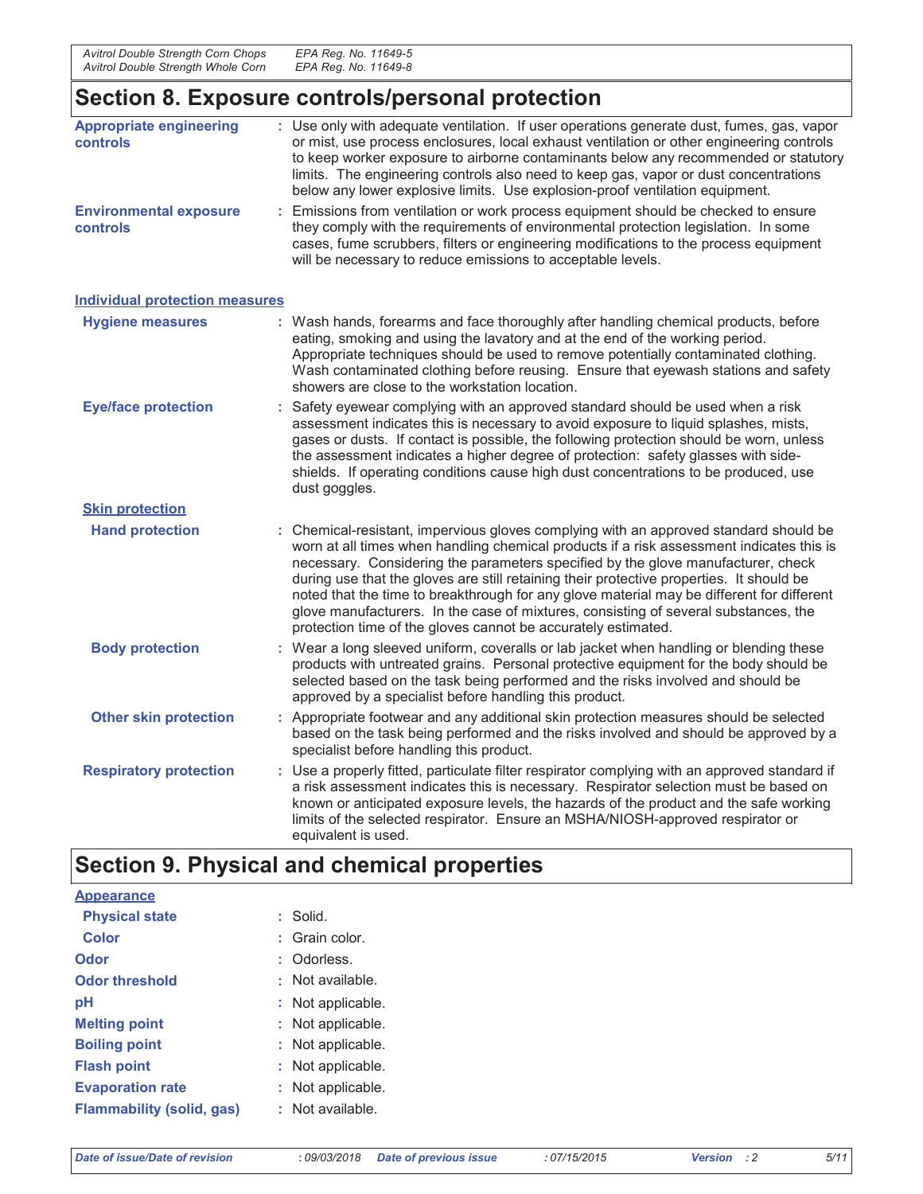## Section 8. Exposure controls/personal protection

**Appropriate engineering controls** : Use only with adequate ventilation. If user operations generate dust, fumes, gas, vapor or mist, use process enclosures, local exhaust ventilation or other engineering controls to keep worker exposure to airborne contaminants below any recommended or statutory limits. The engineering controls also need to keep gas, vapor or dust concentrations below any lower explosive limits. Use explosion-proof ventilation equipment.

**Environmental exposure controls** : Emissions from ventilation or work process equipment should be checked to ensure they comply with the requirements of environmental protection legislation. In some cases, fume scrubbers, filters or engineering modifications to the process equipment will be necessary to reduce emissions to acceptable levels.

### Individual protection measures

**Hygiene measures** : Wash hands, forearms and face thoroughly after handling chemical products, before eating, smoking and using the lavatory and at the end of the working period. Appropriate techniques should be used to remove potentially contaminated clothing. Wash contaminated clothing before reusing. Ensure that eyewash stations and safety showers are close to the workstation location.

**Eye/face protection** : Safety eyewear complying with an approved standard should be used when a risk assessment indicates this is necessary to avoid exposure to liquid splashes, mists, gases or dusts. If contact is possible, the following protection should be worn, unless the assessment indicates a higher degree of protection: safety glasses with side-shields. If operating conditions cause high dust concentrations to be produced, use dust goggles.

#### Skin protection

**Hand protection** : Chemical-resistant, impervious gloves complying with an approved standard should be worn at all times when handling chemical products if a risk assessment indicates this is necessary. Considering the parameters specified by the glove manufacturer, check during use that the gloves are still retaining their protective properties. It should be noted that the time to breakthrough for any glove material may be different for different glove manufacturers. In the case of mixtures, consisting of several substances, the protection time of the gloves cannot be accurately estimated.

**Body protection** : Wear a long sleeved uniform, coveralls or lab jacket when handling or blending these products with untreated grains. Personal protective equipment for the body should be selected based on the task being performed and the risks involved and should be approved by a specialist before handling this product.

**Other skin protection** : Appropriate footwear and any additional skin protection measures should be selected based on the task being performed and the risks involved and should be approved by a specialist before handling this product.

**Respiratory protection** : Use a properly fitted, particulate filter respirator complying with an approved standard if a risk assessment indicates this is necessary. Respirator selection must be based on known or anticipated exposure levels, the hazards of the product and the safe working limits of the selected respirator. Ensure an MSHA/NIOSH-approved respirator or equivalent is used.

## Section 9. Physical and chemical properties

### Appearance

**Physical state** : Solid.

**Color** : Grain color.

**Odor** : Odorless.

**Odor threshold** : Not available.

**pH** : Not applicable.

**Melting point** : Not applicable.

**Boiling point** : Not applicable.

**Flash point** : Not applicable.

**Evaporation rate** : Not applicable.

**Flammability (solid, gas)** : Not available.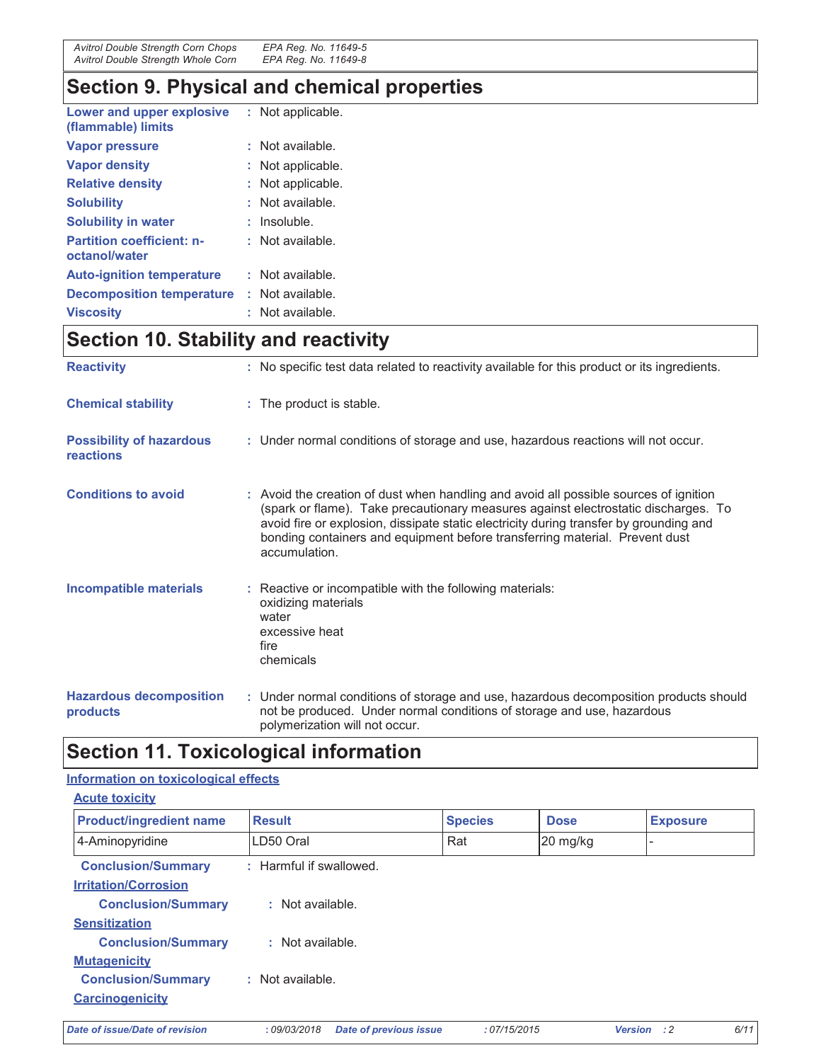## Section 9. Physical and chemical properties

**Lower and upper explosive (flammable) limits** : Not applicable.

**Vapor pressure** : Not available.

**Vapor density** : Not applicable.

**Relative density** : Not applicable.

**Solubility** : Not available.

**Solubility in water** : Insoluble.

**Partition coefficient: n-octanol/water** : Not available.

**Auto-ignition temperature** : Not available.

**Decomposition temperature** : Not available.

**Viscosity** : Not available.

## Section 10. Stability and reactivity

**Reactivity** : No specific test data related to reactivity available for this product or its ingredients.

**Chemical stability** : The product is stable.

**Possibility of hazardous reactions** : Under normal conditions of storage and use, hazardous reactions will not occur.

**Conditions to avoid** : Avoid the creation of dust when handling and avoid all possible sources of ignition (spark or flame). Take precautionary measures against electrostatic discharges. To avoid fire or explosion, dissipate static electricity during transfer by grounding and bonding containers and equipment before transferring material. Prevent dust accumulation.

**Incompatible materials** : Reactive or incompatible with the following materials:
oxidizing materials
water
excessive heat
fire
chemicals

**Hazardous decomposition products** : Under normal conditions of storage and use, hazardous decomposition products should not be produced. Under normal conditions of storage and use, hazardous polymerization will not occur.

## Section 11. Toxicological information

### Information on toxicological effects

#### Acute toxicity

| Product/ingredient name | Result | Species | Dose | Exposure |
|---|---|---|---|---|
| 4-Aminopyridine | LD50 Oral | Rat | 20 mg/kg | - |

**Conclusion/Summary** : Harmful if swallowed.

#### Irritation/Corrosion

**Conclusion/Summary** : Not available.

#### Sensitization

**Conclusion/Summary** : Not available.

#### Mutagenicity

**Conclusion/Summary** : Not available.

#### Carcinogenicity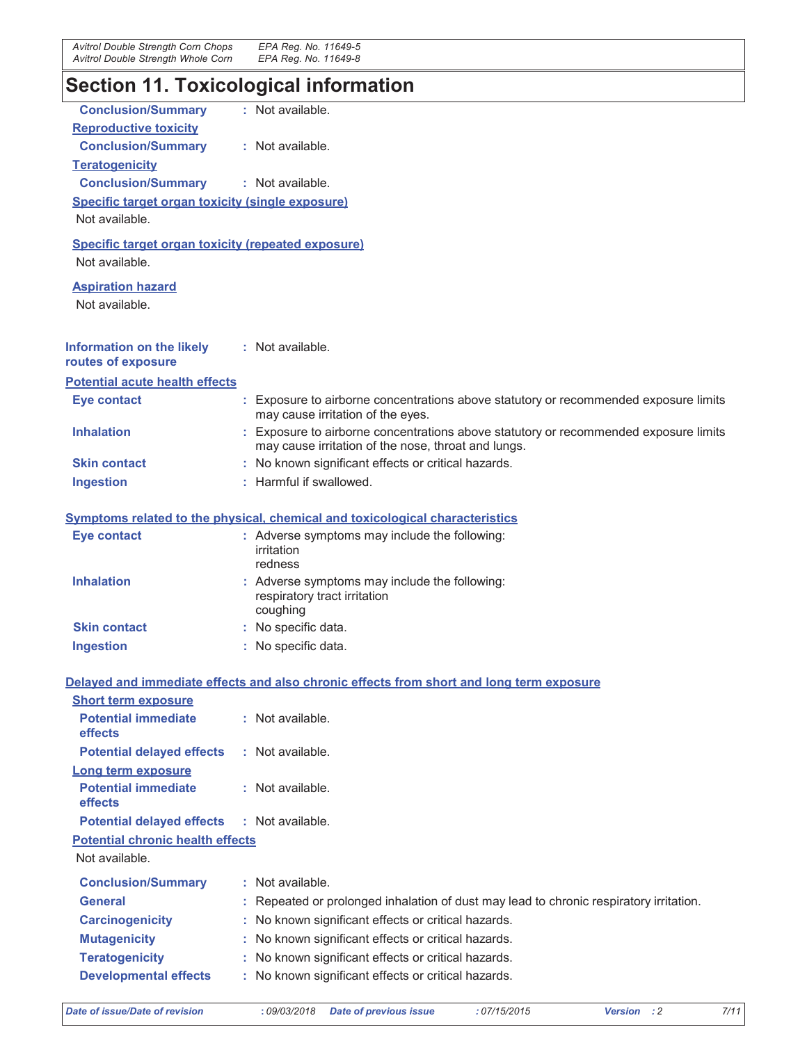## Section 11. Toxicological information

**Conclusion/Summary** : Not available.

**Reproductive toxicity**

**Conclusion/Summary** : Not available.

**Teratogenicity**

**Conclusion/Summary** : Not available.

**Specific target organ toxicity (single exposure)**

Not available.

**Specific target organ toxicity (repeated exposure)**

Not available.

**Aspiration hazard**

Not available.

**Information on the likely routes of exposure** : Not available.

**Potential acute health effects**

| | |
|---|---|
| **Eye contact** | : Exposure to airborne concentrations above statutory or recommended exposure limits may cause irritation of the eyes. |
| **Inhalation** | : Exposure to airborne concentrations above statutory or recommended exposure limits may cause irritation of the nose, throat and lungs. |
| **Skin contact** | : No known significant effects or critical hazards. |
| **Ingestion** | : Harmful if swallowed. |

**Symptoms related to the physical, chemical and toxicological characteristics**

| | |
|---|---|
| **Eye contact** | : Adverse symptoms may include the following:<br>irritation<br>redness |
| **Inhalation** | : Adverse symptoms may include the following:<br>respiratory tract irritation<br>coughing |
| **Skin contact** | : No specific data. |
| **Ingestion** | : No specific data. |

**Delayed and immediate effects and also chronic effects from short and long term exposure**

**Short term exposure**

| | |
|---|---|
| **Potential immediate effects** | : Not available. |
| **Potential delayed effects** | : Not available. |

**Long term exposure**

| | |
|---|---|
| **Potential immediate effects** | : Not available. |
| **Potential delayed effects** | : Not available. |

**Potential chronic health effects**

Not available.

| | |
|---|---|
| **Conclusion/Summary** | : Not available. |
| **General** | : Repeated or prolonged inhalation of dust may lead to chronic respiratory irritation. |
| **Carcinogenicity** | : No known significant effects or critical hazards. |
| **Mutagenicity** | : No known significant effects or critical hazards. |
| **Teratogenicity** | : No known significant effects or critical hazards. |
| **Developmental effects** | : No known significant effects or critical hazards. |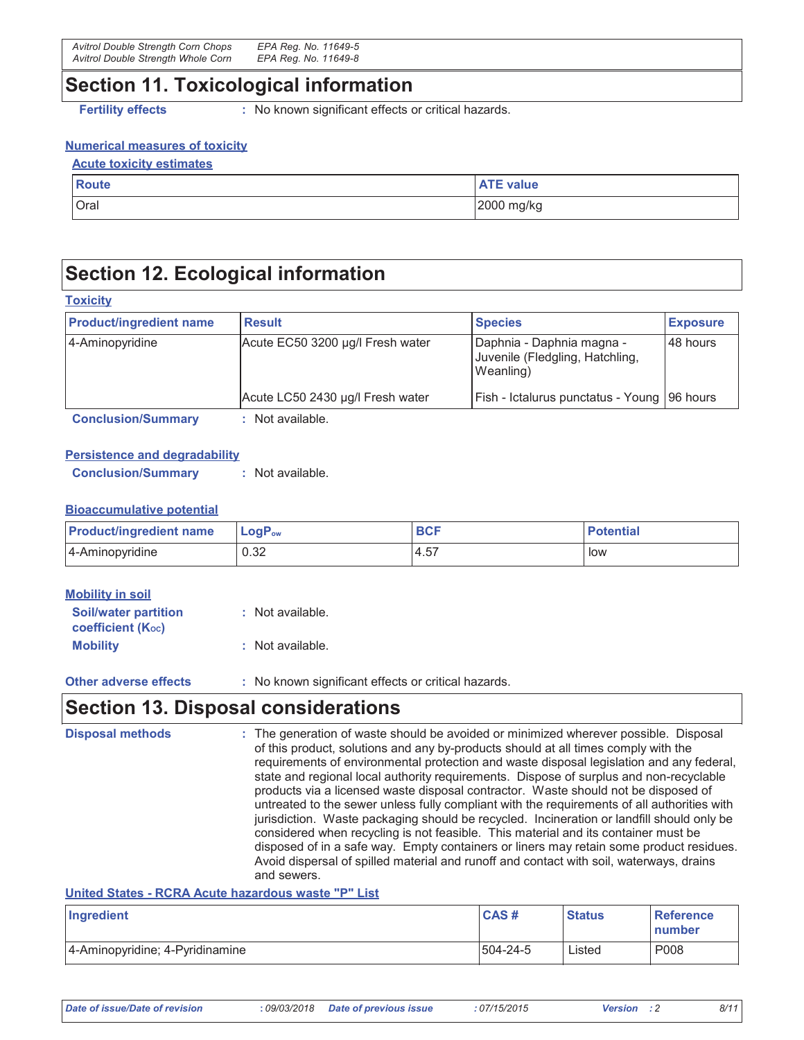## Section 11. Toxicological information

**Fertility effects** : No known significant effects or critical hazards.

**Numerical measures of toxicity**

**Acute toxicity estimates**

| Route | ATE value |
|---|---|
| Oral | 2000 mg/kg |

## Section 12. Ecological information

**Toxicity**

| Product/ingredient name | Result | Species | Exposure |
|---|---|---|---|
| 4-Aminopyridine | Acute EC50 3200 µg/l Fresh water | Daphnia - Daphnia magna - Juvenile (Fledgling, Hatchling, Weanling) | 48 hours |
| | Acute LC50 2430 µg/l Fresh water | Fish - Ictalurus punctatus - Young | 96 hours |

**Conclusion/Summary** : Not available.

**Persistence and degradability**

**Conclusion/Summary** : Not available.

**Bioaccumulative potential**

| Product/ingredient name | $LogP_{ow}$ | BCF | Potential |
|---|---|---|---|
| 4-Aminopyridine | 0.32 | 4.57 | low |

**Mobility in soil**

**Soil/water partition coefficient ($K_{OC}$)** : Not available.

**Mobility** : Not available.

**Other adverse effects** : No known significant effects or critical hazards.

## Section 13. Disposal considerations

**Disposal methods** : The generation of waste should be avoided or minimized wherever possible. Disposal of this product, solutions and any by-products should at all times comply with the requirements of environmental protection and waste disposal legislation and any federal, state and regional local authority requirements. Dispose of surplus and non-recyclable products via a licensed waste disposal contractor. Waste should not be disposed of untreated to the sewer unless fully compliant with the requirements of all authorities with jurisdiction. Waste packaging should be recycled. Incineration or landfill should only be considered when recycling is not feasible. This material and its container must be disposed of in a safe way. Empty containers or liners may retain some product residues. Avoid dispersal of spilled material and runoff and contact with soil, waterways, drains and sewers.

**United States - RCRA Acute hazardous waste "P" List**

| Ingredient | CAS # | Status | Reference number |
|---|---|---|---|
| 4-Aminopyridine; 4-Pyridinamine | 504-24-5 | Listed | P008 |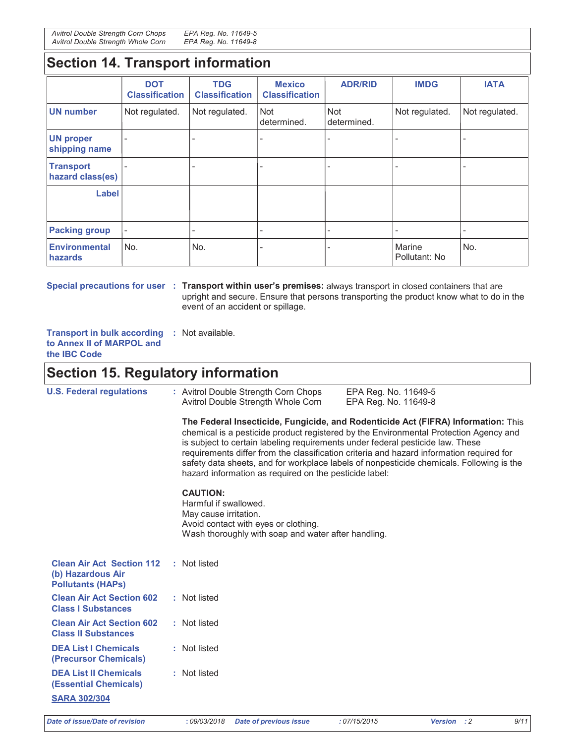## Section 14. Transport information

| | DOT Classification | TDG Classification | Mexico Classification | ADR/RID | IMDG | IATA |
|---|---|---|---|---|---|---|
| **UN number** | Not regulated. | Not regulated. | Not determined. | Not determined. | Not regulated. | Not regulated. |
| **UN proper shipping name** | - | - | - | - | - | - |
| **Transport hazard class(es)** | - | - | - | - | - | - |
| **Label** | | | | | | |
| **Packing group** | - | - | - | - | - | - |
| **Environmental hazards** | No. | No. | - | - | Marine Pollutant: No | No. |

**Special precautions for user** : **Transport within user's premises:** always transport in closed containers that are upright and secure. Ensure that persons transporting the product know what to do in the event of an accident or spillage.

**Transport in bulk according to Annex II of MARPOL and the IBC Code** : Not available.

## Section 15. Regulatory information

**U.S. Federal regulations** : Avitrol Double Strength Corn Chops EPA Reg. No. 11649-5
Avitrol Double Strength Whole Corn EPA Reg. No. 11649-8

**The Federal Insecticide, Fungicide, and Rodenticide Act (FIFRA) Information:** This chemical is a pesticide product registered by the Environmental Protection Agency and is subject to certain labeling requirements under federal pesticide law. These requirements differ from the classification criteria and hazard information required for safety data sheets, and for workplace labels of nonpesticide chemicals. Following is the hazard information as required on the pesticide label:

**CAUTION:**
Harmful if swallowed.
May cause irritation.
Avoid contact with eyes or clothing.
Wash thoroughly with soap and water after handling.

**Clean Air Act Section 112 (b) Hazardous Air Pollutants (HAPs)** : Not listed

**Clean Air Act Section 602 Class I Substances** : Not listed

**Clean Air Act Section 602 Class II Substances** : Not listed

**DEA List I Chemicals (Precursor Chemicals)** : Not listed

**DEA List II Chemicals (Essential Chemicals)** : Not listed

**SARA 302/304**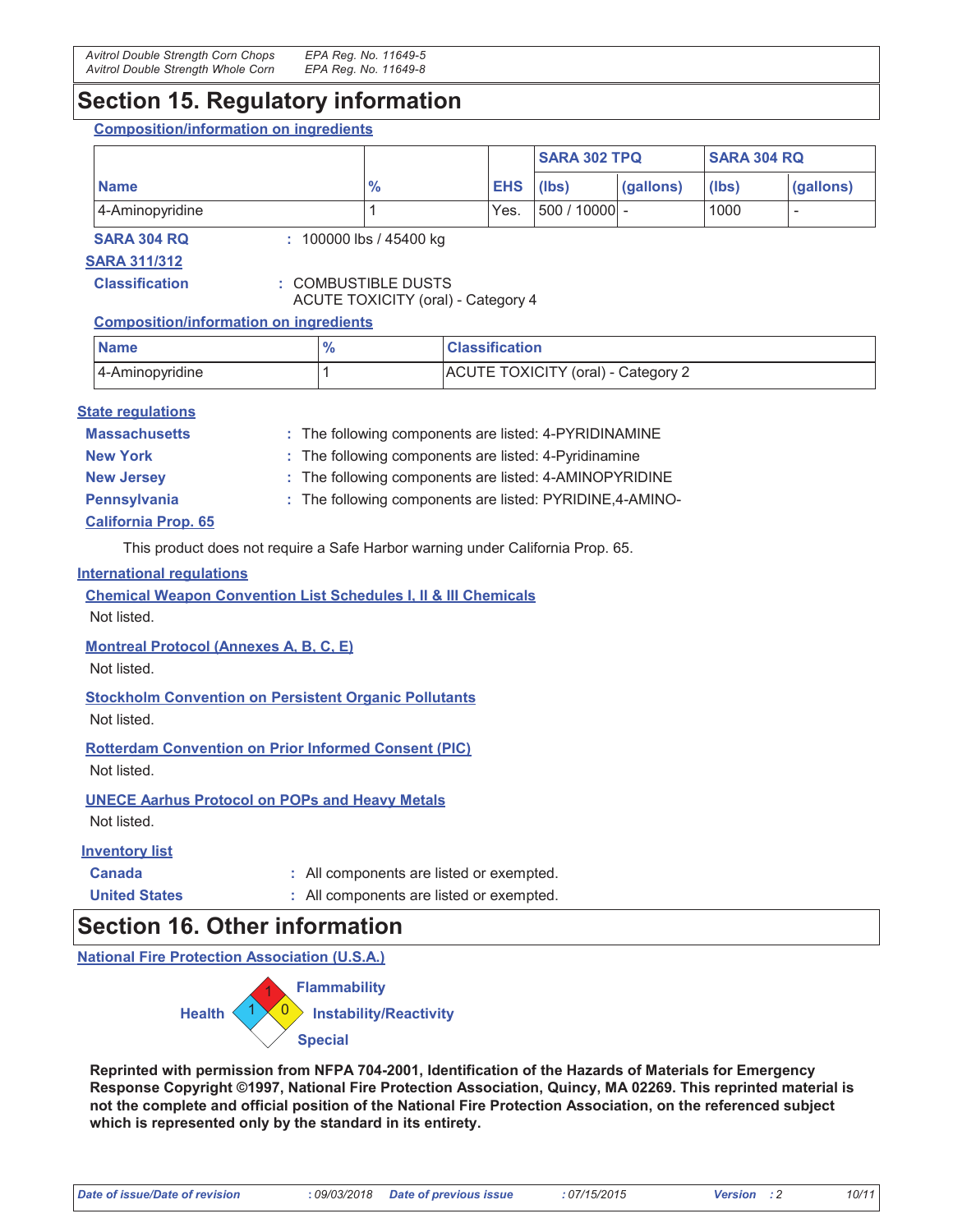## Section 15. Regulatory information

**Composition/information on ingredients**

| Name | % | EHS | SARA 302 TPQ | | SARA 304 RQ | |
|---|---|---|---|---|---|---|
| | | | (lbs) | (gallons) | (lbs) | (gallons) |
| 4-Aminopyridine | 1 | Yes. | 500 / 10000 | - | 1000 | - |

**SARA 304 RQ** : 100000 lbs / 45400 kg

**SARA 311/312**

**Classification** : COMBUSTIBLE DUSTS
ACUTE TOXICITY (oral) - Category 4

**Composition/information on ingredients**

| Name | % | Classification |
|---|---|---|
| 4-Aminopyridine | 1 | ACUTE TOXICITY (oral) - Category 2 |

**State regulations**

**Massachusetts** : The following components are listed: 4-PYRIDINAMINE

**New York** : The following components are listed: 4-Pyridinamine

**New Jersey** : The following components are listed: 4-AMINOPYRIDINE

**Pennsylvania** : The following components are listed: PYRIDINE,4-AMINO-

**California Prop. 65**

This product does not require a Safe Harbor warning under California Prop. 65.

**International regulations**

**Chemical Weapon Convention List Schedules I, II & III Chemicals**

Not listed.

**Montreal Protocol (Annexes A, B, C, E)**

Not listed.

**Stockholm Convention on Persistent Organic Pollutants**

Not listed.

**Rotterdam Convention on Prior Informed Consent (PIC)**

Not listed.

**UNECE Aarhus Protocol on POPs and Heavy Metals**

Not listed.

**Inventory list**

**Canada** : All components are listed or exempted.

**United States** : All components are listed or exempted.

## Section 16. Other information

**National Fire Protection Association (U.S.A.)**

Health: 1
Flammability: 1
Instability/Reactivity: 0
Special

**Reprinted with permission from NFPA 704-2001, Identification of the Hazards of Materials for Emergency Response Copyright ©1997, National Fire Protection Association, Quincy, MA 02269. This reprinted material is not the complete and official position of the National Fire Protection Association, on the referenced subject which is represented only by the standard in its entirety.**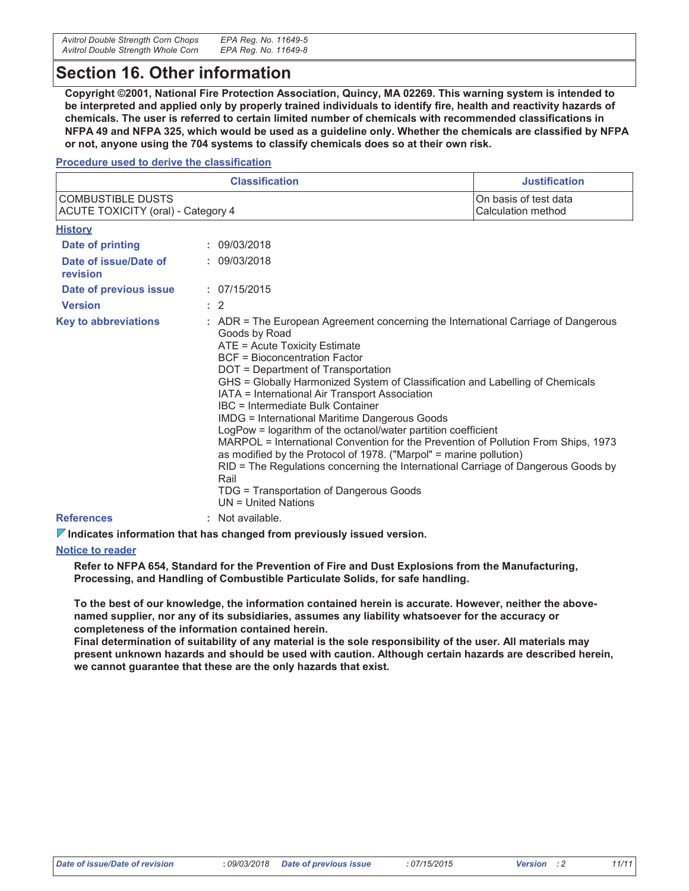# Section 16. Other information

**Copyright ©2001, National Fire Protection Association, Quincy, MA 02269. This warning system is intended to be interpreted and applied only by properly trained individuals to identify fire, health and reactivity hazards of chemicals. The user is referred to certain limited number of chemicals with recommended classifications in NFPA 49 and NFPA 325, which would be used as a guideline only. Whether the chemicals are classified by NFPA or not, anyone using the 704 systems to classify chemicals does so at their own risk.**

**Procedure used to derive the classification**

| Classification | Justification |
|---|---|
| COMBUSTIBLE DUSTS<br>ACUTE TOXICITY (oral) - Category 4 | On basis of test data<br>Calculation method |

**History**

**Date of printing** : 09/03/2018

**Date of issue/Date of revision** : 09/03/2018

**Date of previous issue** : 07/15/2015

**Version** : 2

**Key to abbreviations** :
ADR = The European Agreement concerning the International Carriage of Dangerous Goods by Road
ATE = Acute Toxicity Estimate
BCF = Bioconcentration Factor
DOT = Department of Transportation
GHS = Globally Harmonized System of Classification and Labelling of Chemicals
IATA = International Air Transport Association
IBC = Intermediate Bulk Container
IMDG = International Maritime Dangerous Goods
LogPow = logarithm of the octanol/water partition coefficient
MARPOL = International Convention for the Prevention of Pollution From Ships, 1973 as modified by the Protocol of 1978. ("Marpol" = marine pollution)
RID = The Regulations concerning the International Carriage of Dangerous Goods by Rail
TDG = Transportation of Dangerous Goods
UN = United Nations

**References** : Not available.

**Indicates information that has changed from previously issued version.**

**Notice to reader**

**Refer to NFPA 654, Standard for the Prevention of Fire and Dust Explosions from the Manufacturing, Processing, and Handling of Combustible Particulate Solids, for safe handling.**

**To the best of our knowledge, the information contained herein is accurate. However, neither the above-named supplier, nor any of its subsidiaries, assumes any liability whatsoever for the accuracy or completeness of the information contained herein.**
**Final determination of suitability of any material is the sole responsibility of the user. All materials may present unknown hazards and should be used with caution. Although certain hazards are described herein, we cannot guarantee that these are the only hazards that exist.**